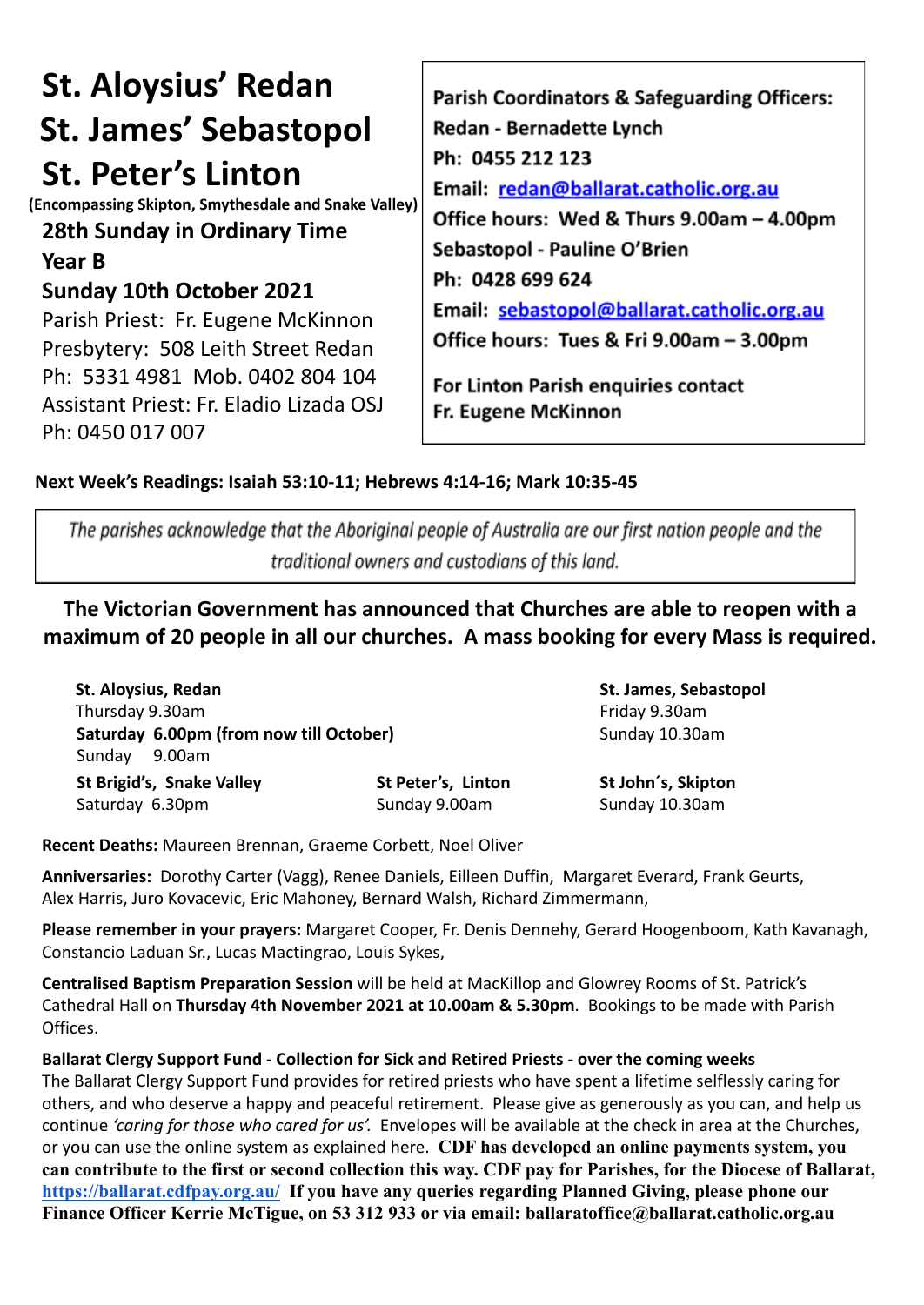# St. Aloysius' Redan
# St. James' Sebastopol
# St. Peter's Linton

**(Encompassing Skipton, Smythesdale and Snake Valley)**

**28th Sunday in Ordinary Time**

**Year B**

**Sunday 10th October 2021**

Parish Priest: Fr. Eugene McKinnon
Presbytery: 508 Leith Street Redan
Ph: 5331 4981 Mob. 0402 804 104
Assistant Priest: Fr. Eladio Lizada OSJ
Ph: 0450 017 007

**Parish Coordinators & Safeguarding Officers:**
**Redan - Bernadette Lynch**
**Ph: 0455 212 123**
**Email: redan@ballarat.catholic.org.au**
**Office hours: Wed & Thurs 9.00am – 4.00pm**
**Sebastopol - Pauline O'Brien**
**Ph: 0428 699 624**
**Email: sebastopol@ballarat.catholic.org.au**
**Office hours: Tues & Fri 9.00am – 3.00pm**

**For Linton Parish enquiries contact Fr. Eugene McKinnon**

**Next Week's Readings: Isaiah 53:10-11; Hebrews 4:14-16; Mark 10:35-45**

*The parishes acknowledge that the Aboriginal people of Australia are our first nation people and the traditional owners and custodians of this land.*

**The Victorian Government has announced that Churches are able to reopen with a maximum of 20 people in all our churches. A mass booking for every Mass is required.**

**St. Aloysius, Redan**
Thursday 9.30am
**Saturday 6.00pm (from now till October)**
Sunday 9.00am

**St. James, Sebastopol**
Friday 9.30am
Sunday 10.30am

**St Brigid's, Snake Valley**
Saturday 6.30pm

**St Peter's, Linton**
Sunday 9.00am

**St John´s, Skipton**
Sunday 10.30am

**Recent Deaths:** Maureen Brennan, Graeme Corbett, Noel Oliver

**Anniversaries:** Dorothy Carter (Vagg), Renee Daniels, Eilleen Duffin, Margaret Everard, Frank Geurts, Alex Harris, Juro Kovacevic, Eric Mahoney, Bernard Walsh, Richard Zimmermann,

**Please remember in your prayers:** Margaret Cooper, Fr. Denis Dennehy, Gerard Hoogenboom, Kath Kavanagh, Constancio Laduan Sr., Lucas Mactingrao, Louis Sykes,

**Centralised Baptism Preparation Session** will be held at MacKillop and Glowrey Rooms of St. Patrick's Cathedral Hall on **Thursday 4th November 2021 at 10.00am & 5.30pm**. Bookings to be made with Parish Offices.

**Ballarat Clergy Support Fund - Collection for Sick and Retired Priests - over the coming weeks**
The Ballarat Clergy Support Fund provides for retired priests who have spent a lifetime selflessly caring for others, and who deserve a happy and peaceful retirement. Please give as generously as you can, and help us continue *'caring for those who cared for us'.* Envelopes will be available at the check in area at the Churches, or you can use the online system as explained here. **CDF has developed an online payments system, you can contribute to the first or second collection this way. CDF pay for Parishes, for the Diocese of Ballarat, https://ballarat.cdfpay.org.au/ If you have any queries regarding Planned Giving, please phone our Finance Officer Kerrie McTigue, on 53 312 933 or via email: ballaratoffice@ballarat.catholic.org.au**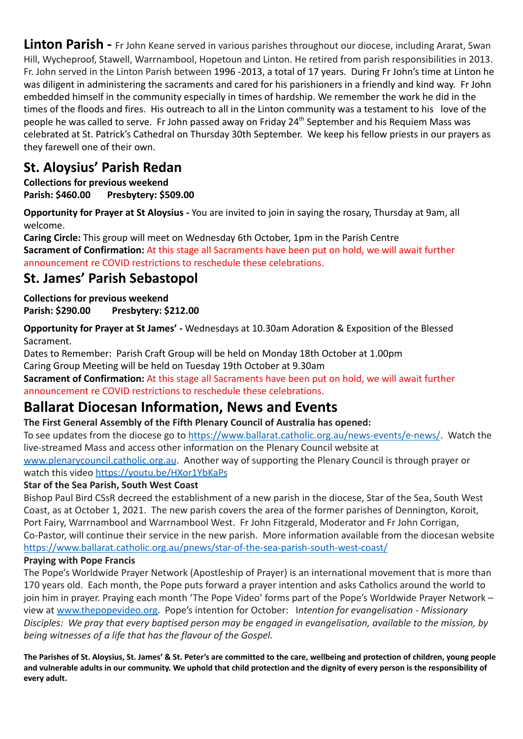**Linton Parish -** Fr John Keane served in various parishes throughout our diocese, including Ararat, Swan Hill, Wycheproof, Stawell, Warrnambool, Hopetoun and Linton. He retired from parish responsibilities in 2013. Fr. John served in the Linton Parish between 1996 -2013, a total of 17 years. During Fr John's time at Linton he was diligent in administering the sacraments and cared for his parishioners in a friendly and kind way. Fr John embedded himself in the community especially in times of hardship. We remember the work he did in the times of the floods and fires. His outreach to all in the Linton community was a testament to his love of the people he was called to serve. Fr John passed away on Friday 24th September and his Requiem Mass was celebrated at St. Patrick's Cathedral on Thursday 30th September. We keep his fellow priests in our prayers as they farewell one of their own.

## St. Aloysius' Parish Redan

**Collections for previous weekend**
**Parish: $460.00 Presbytery: $509.00**

**Opportunity for Prayer at St Aloysius -** You are invited to join in saying the rosary, Thursday at 9am, all welcome.
**Caring Circle:** This group will meet on Wednesday 6th October, 1pm in the Parish Centre
**Sacrament of Confirmation:** At this stage all Sacraments have been put on hold, we will await further announcement re COVID restrictions to reschedule these celebrations.

## St. James' Parish Sebastopol

**Collections for previous weekend**
**Parish: $290.00 Presbytery: $212.00**

**Opportunity for Prayer at St James' -** Wednesdays at 10.30am Adoration & Exposition of the Blessed Sacrament.
Dates to Remember: Parish Craft Group will be held on Monday 18th October at 1.00pm
Caring Group Meeting will be held on Tuesday 19th October at 9.30am
**Sacrament of Confirmation:** At this stage all Sacraments have been put on hold, we will await further announcement re COVID restrictions to reschedule these celebrations.

## Ballarat Diocesan Information, News and Events

**The First General Assembly of the Fifth Plenary Council of Australia has opened:**
To see updates from the diocese go to https://www.ballarat.catholic.org.au/news-events/e-news/. Watch the live-streamed Mass and access other information on the Plenary Council website at www.plenarycouncil.catholic.org.au. Another way of supporting the Plenary Council is through prayer or watch this video https://youtu.be/HXor1YbKaPs

**Star of the Sea Parish, South West Coast**
Bishop Paul Bird CSsR decreed the establishment of a new parish in the diocese, Star of the Sea, South West Coast, as at October 1, 2021. The new parish covers the area of the former parishes of Dennington, Koroit, Port Fairy, Warrnambool and Warrnambool West. Fr John Fitzgerald, Moderator and Fr John Corrigan, Co-Pastor, will continue their service in the new parish. More information available from the diocesan website https://www.ballarat.catholic.org.au/pnews/star-of-the-sea-parish-south-west-coast/

**Praying with Pope Francis**
The Pope's Worldwide Prayer Network (Apostleship of Prayer) is an international movement that is more than 170 years old. Each month, the Pope puts forward a prayer intention and asks Catholics around the world to join him in prayer. Praying each month 'The Pope Video' forms part of the Pope's Worldwide Prayer Network – view at www.thepopevideo.org. Pope's intention for October: I*ntention for evangelisation - Missionary Disciples: We pray that every baptised person may be engaged in evangelisation, available to the mission, by being witnesses of a life that has the flavour of the Gospel.*

**The Parishes of St. Aloysius, St. James' & St. Peter's are committed to the care, wellbeing and protection of children, young people and vulnerable adults in our community. We uphold that child protection and the dignity of every person is the responsibility of every adult.**